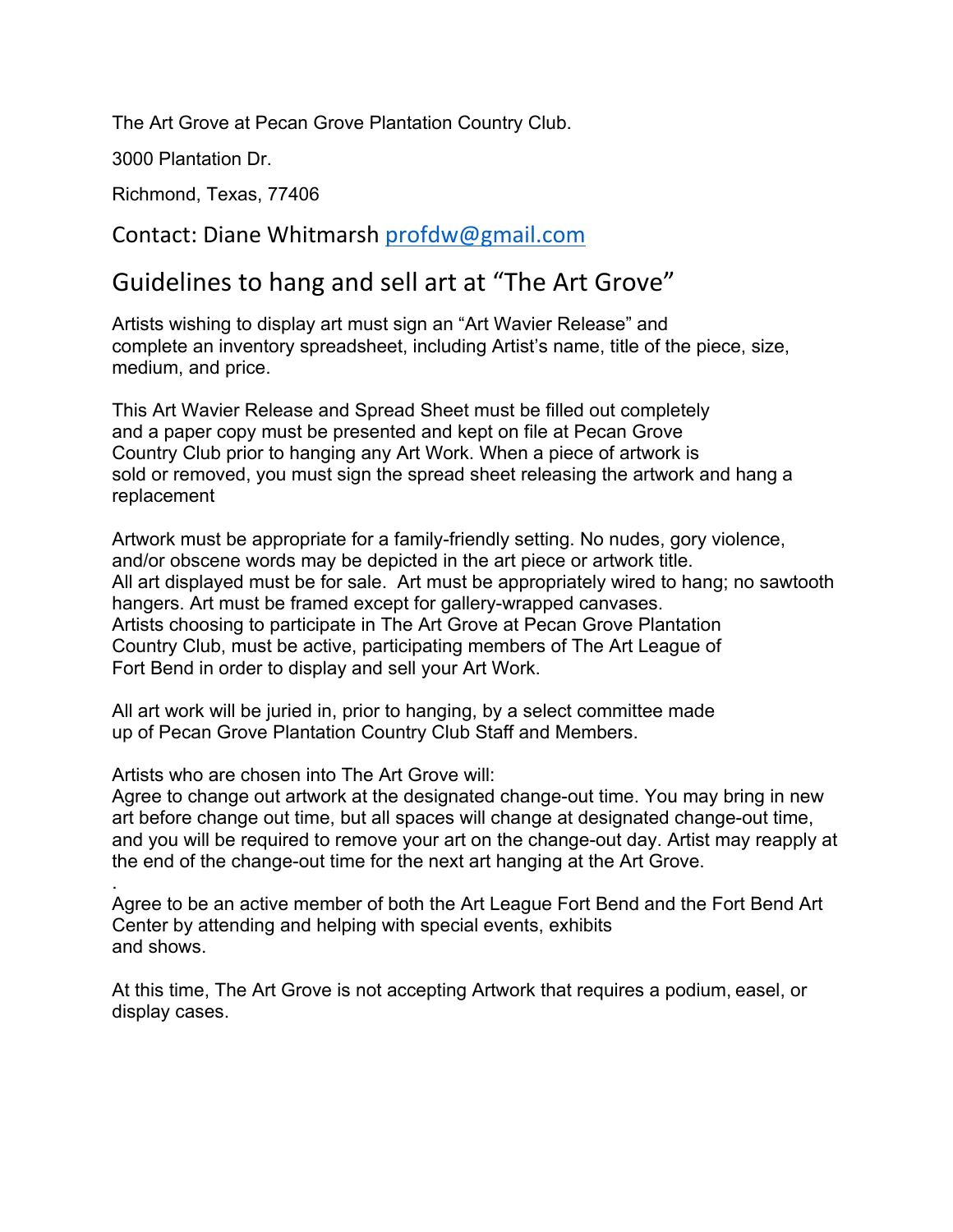The Art Grove at Pecan Grove Plantation Country Club.

3000 Plantation Dr.

Richmond, Texas, 77406

Contact: Diane Whitmarsh profdw@gmail.com

## Guidelines to hang and sell art at "The Art Grove"

Artists wishing to display art must sign an "Art Wavier Release" and complete an inventory spreadsheet, including Artist's name, title of the piece, size, medium, and price.

This Art Wavier Release and Spread Sheet must be filled out completely and a paper copy must be presented and kept on file at Pecan Grove Country Club prior to hanging any Art Work. When a piece of artwork is sold or removed, you must sign the spread sheet releasing the artwork and hang a replacement

Artwork must be appropriate for a family-friendly setting. No nudes, gory violence, and/or obscene words may be depicted in the art piece or artwork title. All art displayed must be for sale. Art must be appropriately wired to hang; no sawtooth hangers. Art must be framed except for gallery-wrapped canvases. Artists choosing to participate in The Art Grove at Pecan Grove Plantation Country Club, must be active, participating members of The Art League of Fort Bend in order to display and sell your Art Work.

All art work will be juried in, prior to hanging, by a select committee made up of Pecan Grove Plantation Country Club Staff and Members.

Artists who are chosen into The Art Grove will:

Agree to change out artwork at the designated change-out time. You may bring in new art before change out time, but all spaces will change at designated change-out time, and you will be required to remove your art on the change-out day. Artist may reapply at the end of the change-out time for the next art hanging at the Art Grove.

.

Agree to be an active member of both the Art League Fort Bend and the Fort Bend Art Center by attending and helping with special events, exhibits and shows.

At this time, The Art Grove is not accepting Artwork that requires a podium, easel, or display cases.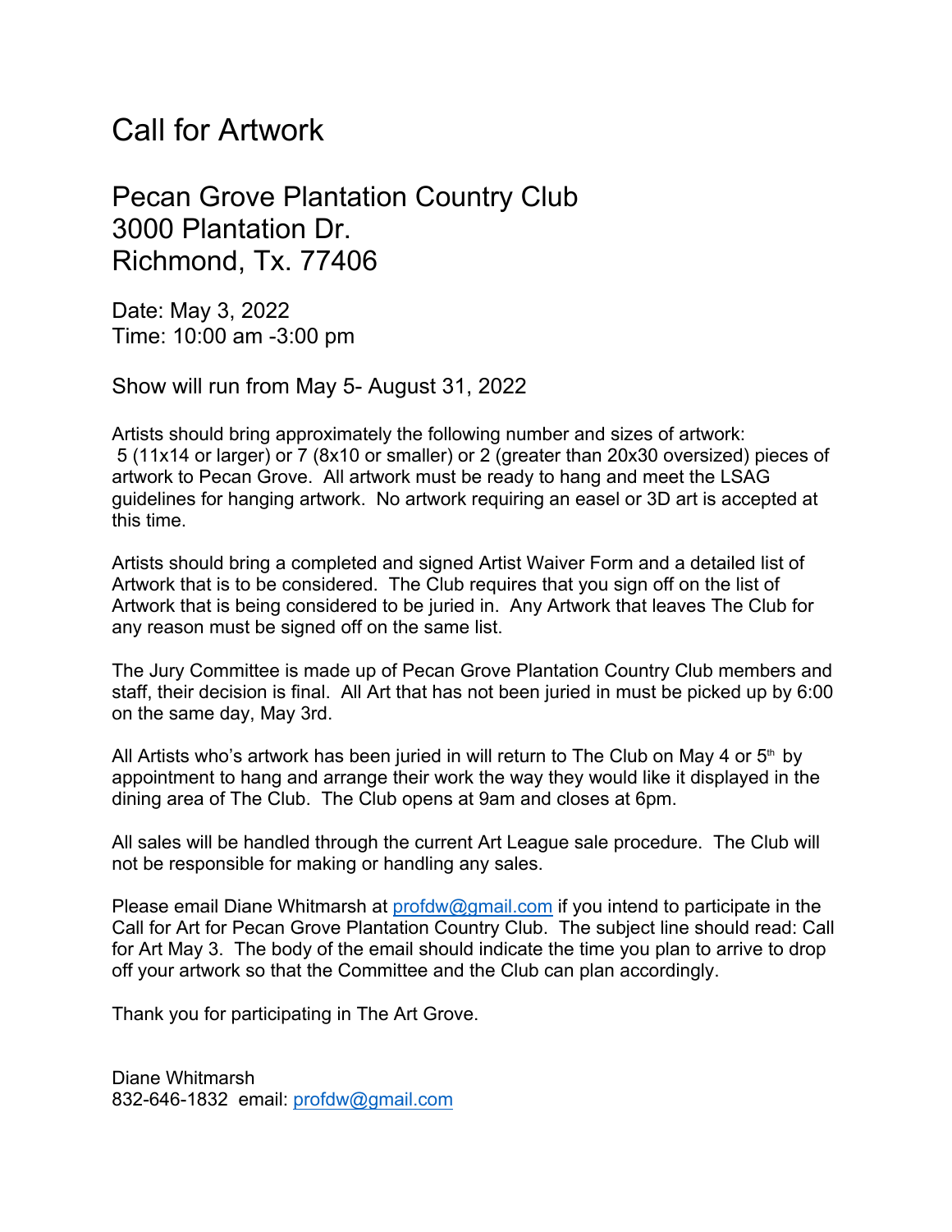# Call for Artwork

## Pecan Grove Plantation Country Club
## 3000 Plantation Dr.
## Richmond, Tx. 77406

Date: May 3, 2022
Time: 10:00 am -3:00 pm

Show will run from May 5- August 31, 2022

Artists should bring approximately the following number and sizes of artwork: 5 (11x14 or larger) or 7 (8x10 or smaller) or 2 (greater than 20x30 oversized) pieces of artwork to Pecan Grove. All artwork must be ready to hang and meet the LSAG guidelines for hanging artwork. No artwork requiring an easel or 3D art is accepted at this time.

Artists should bring a completed and signed Artist Waiver Form and a detailed list of Artwork that is to be considered. The Club requires that you sign off on the list of Artwork that is being considered to be juried in. Any Artwork that leaves The Club for any reason must be signed off on the same list.

The Jury Committee is made up of Pecan Grove Plantation Country Club members and staff, their decision is final. All Art that has not been juried in must be picked up by 6:00 on the same day, May 3rd.

All Artists who's artwork has been juried in will return to The Club on May 4 or 5th by appointment to hang and arrange their work the way they would like it displayed in the dining area of The Club. The Club opens at 9am and closes at 6pm.

All sales will be handled through the current Art League sale procedure. The Club will not be responsible for making or handling any sales.

Please email Diane Whitmarsh at profdw@gmail.com if you intend to participate in the Call for Art for Pecan Grove Plantation Country Club. The subject line should read: Call for Art May 3. The body of the email should indicate the time you plan to arrive to drop off your artwork so that the Committee and the Club can plan accordingly.

Thank you for participating in The Art Grove.

Diane Whitmarsh
832-646-1832 email: profdw@gmail.com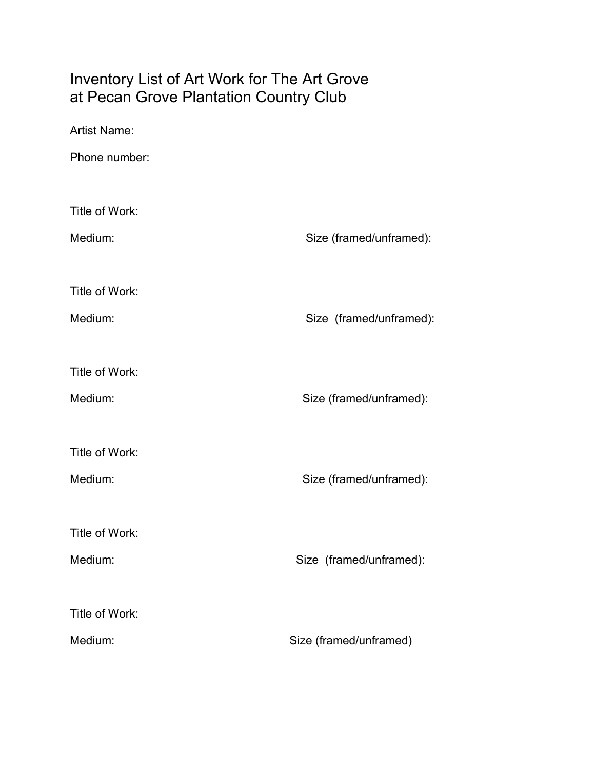# Inventory List of Art Work for The Art Grove at Pecan Grove Plantation Country Club

Artist Name:

Phone number:

Title of Work:

Medium: Size (framed/unframed):

Title of Work:

Medium: Size (framed/unframed):

Title of Work:

Medium: Size (framed/unframed):

Title of Work:

Medium: Size (framed/unframed):

Title of Work:

Medium: Size (framed/unframed):

Title of Work:

Medium: Size (framed/unframed)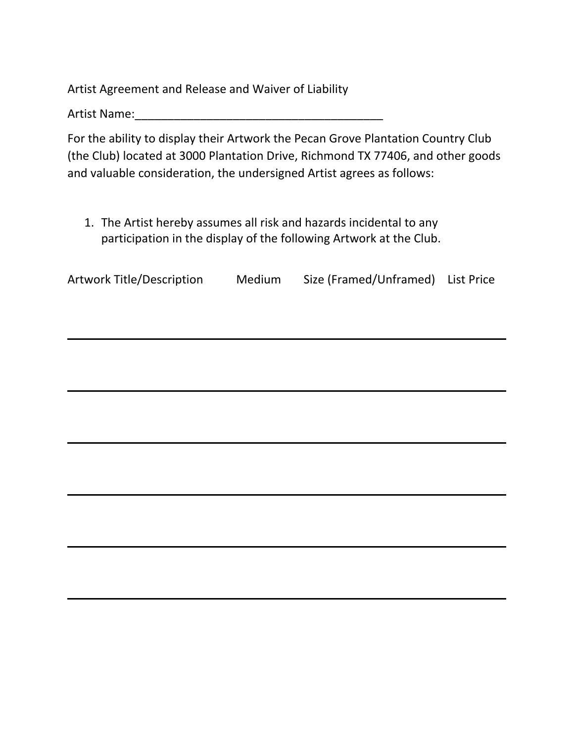Artist Agreement and Release and Waiver of Liability

Artist Name:_______________________________________

For the ability to display their Artwork the Pecan Grove Plantation Country Club (the Club) located at 3000 Plantation Drive, Richmond TX 77406, and other goods and valuable consideration, the undersigned Artist agrees as follows:

1. The Artist hereby assumes all risk and hazards incidental to any participation in the display of the following Artwork at the Club.

| Artwork Title/Description | Medium | Size (Framed/Unframed) | List Price |
|---|---|---|---|
| | | | |
| | | | |
| | | | |
| | | | |
| | | | |
| | | | |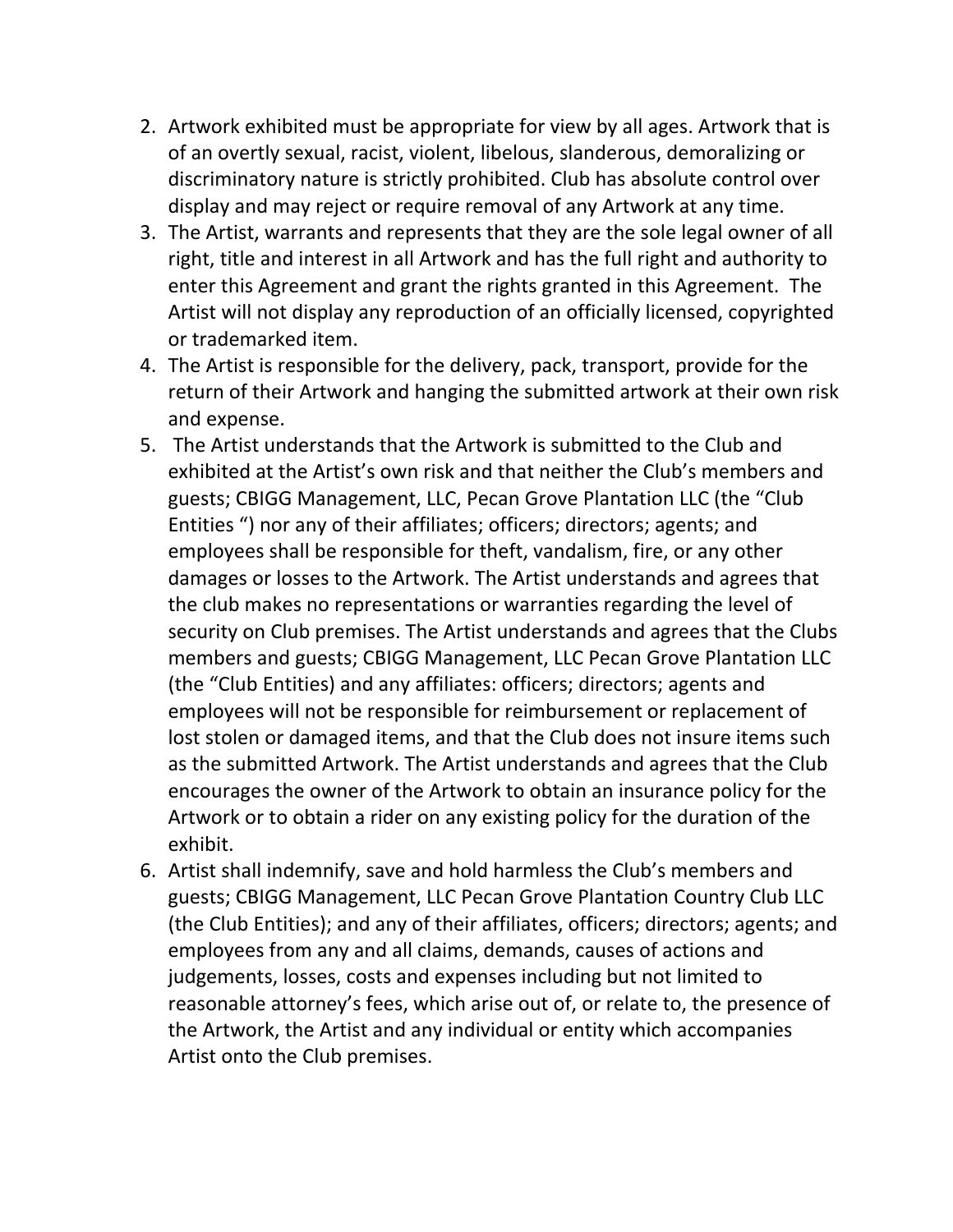2. Artwork exhibited must be appropriate for view by all ages. Artwork that is of an overtly sexual, racist, violent, libelous, slanderous, demoralizing or discriminatory nature is strictly prohibited. Club has absolute control over display and may reject or require removal of any Artwork at any time.
3. The Artist, warrants and represents that they are the sole legal owner of all right, title and interest in all Artwork and has the full right and authority to enter this Agreement and grant the rights granted in this Agreement. The Artist will not display any reproduction of an officially licensed, copyrighted or trademarked item.
4. The Artist is responsible for the delivery, pack, transport, provide for the return of their Artwork and hanging the submitted artwork at their own risk and expense.
5. The Artist understands that the Artwork is submitted to the Club and exhibited at the Artist's own risk and that neither the Club's members and guests; CBIGG Management, LLC, Pecan Grove Plantation LLC (the "Club Entities ") nor any of their affiliates; officers; directors; agents; and employees shall be responsible for theft, vandalism, fire, or any other damages or losses to the Artwork. The Artist understands and agrees that the club makes no representations or warranties regarding the level of security on Club premises. The Artist understands and agrees that the Clubs members and guests; CBIGG Management, LLC Pecan Grove Plantation LLC (the "Club Entities) and any affiliates: officers; directors; agents and employees will not be responsible for reimbursement or replacement of lost stolen or damaged items, and that the Club does not insure items such as the submitted Artwork. The Artist understands and agrees that the Club encourages the owner of the Artwork to obtain an insurance policy for the Artwork or to obtain a rider on any existing policy for the duration of the exhibit.
6. Artist shall indemnify, save and hold harmless the Club's members and guests; CBIGG Management, LLC Pecan Grove Plantation Country Club LLC (the Club Entities); and any of their affiliates, officers; directors; agents; and employees from any and all claims, demands, causes of actions and judgements, losses, costs and expenses including but not limited to reasonable attorney's fees, which arise out of, or relate to, the presence of the Artwork, the Artist and any individual or entity which accompanies Artist onto the Club premises.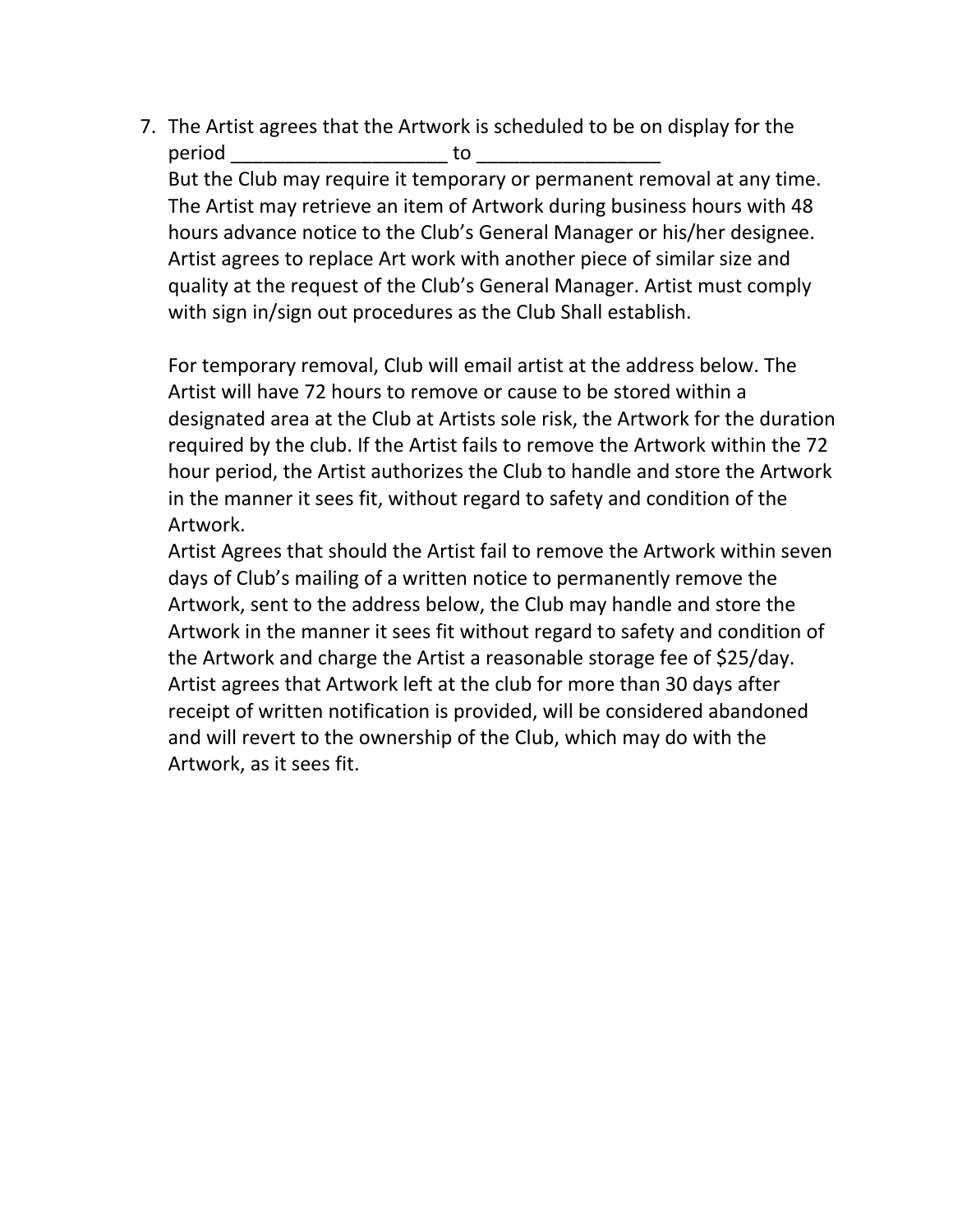7. The Artist agrees that the Artwork is scheduled to be on display for the period ____________________ to _________________
   But the Club may require it temporary or permanent removal at any time. The Artist may retrieve an item of Artwork during business hours with 48 hours advance notice to the Club's General Manager or his/her designee. Artist agrees to replace Art work with another piece of similar size and quality at the request of the Club's General Manager. Artist must comply with sign in/sign out procedures as the Club Shall establish.

   For temporary removal, Club will email artist at the address below. The Artist will have 72 hours to remove or cause to be stored within a designated area at the Club at Artists sole risk, the Artwork for the duration required by the club. If the Artist fails to remove the Artwork within the 72 hour period, the Artist authorizes the Club to handle and store the Artwork in the manner it sees fit, without regard to safety and condition of the Artwork.
   Artist Agrees that should the Artist fail to remove the Artwork within seven days of Club's mailing of a written notice to permanently remove the Artwork, sent to the address below, the Club may handle and store the Artwork in the manner it sees fit without regard to safety and condition of the Artwork and charge the Artist a reasonable storage fee of $25/day. Artist agrees that Artwork left at the club for more than 30 days after receipt of written notification is provided, will be considered abandoned and will revert to the ownership of the Club, which may do with the Artwork, as it sees fit.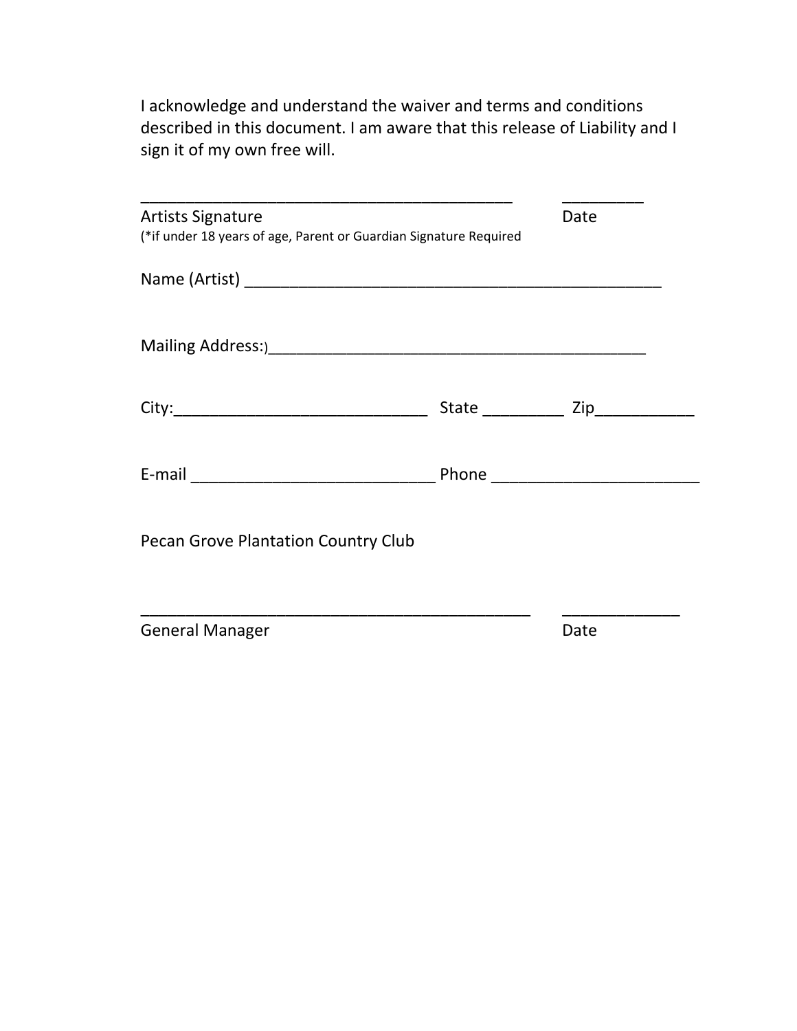I acknowledge and understand the waiver and terms and conditions described in this document. I am aware that this release of Liability and I sign it of my own free will.

________________________________________ ________

Artists Signature Date

(*if under 18 years of age, Parent or Guardian Signature Required

Name (Artist) ____________________________________________

Mailing Address:)________________________________________

City:___________________________ State _________ Zip___________

E-mail __________________________ Phone ______________________

Pecan Grove Plantation Country Club

__________________________________________ ____________

General Manager Date